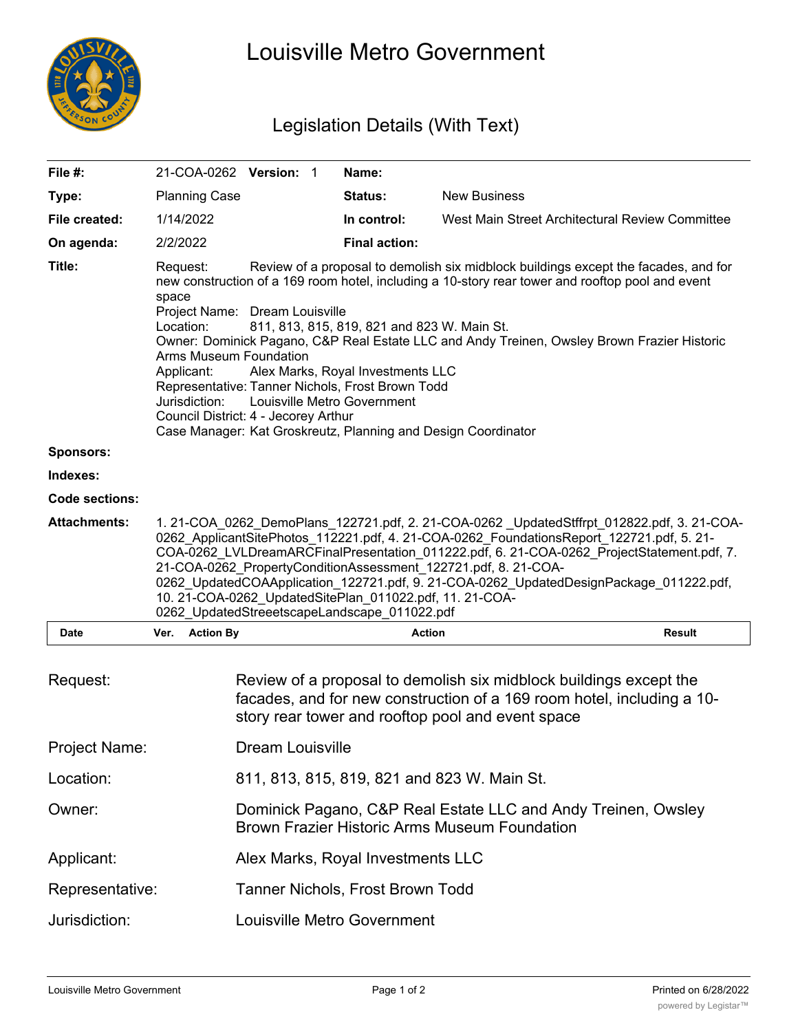# Louisville Metro Government

## Legislation Details (With Text)

| | | | |
|---|---|---|---|
| **File #:** | 21-COA-0262 **Version:** 1 | **Name:** | |
| **Type:** | Planning Case | **Status:** | New Business |
| **File created:** | 1/14/2022 | **In control:** | West Main Street Architectural Review Committee |
| **On agenda:** | 2/2/2022 | **Final action:** | |

**Title:** Request: Review of a proposal to demolish six midblock buildings except the facades, and for new construction of a 169 room hotel, including a 10-story rear tower and rooftop pool and event space
Project Name: Dream Louisville
Location: 811, 813, 815, 819, 821 and 823 W. Main St.
Owner: Dominick Pagano, C&P Real Estate LLC and Andy Treinen, Owsley Brown Frazier Historic Arms Museum Foundation
Applicant: Alex Marks, Royal Investments LLC
Representative: Tanner Nichols, Frost Brown Todd
Jurisdiction: Louisville Metro Government
Council District: 4 - Jecorey Arthur
Case Manager: Kat Groskreutz, Planning and Design Coordinator

**Sponsors:**

**Indexes:**

**Code sections:**

**Attachments:** 1. 21-COA_0262_DemoPlans_122721.pdf, 2. 21-COA-0262 _UpdatedStffrpt_012822.pdf, 3. 21-COA-0262_ApplicantSitePhotos_112221.pdf, 4. 21-COA-0262_FoundationsReport_122721.pdf, 5. 21-COA-0262_LVLDreamARCFinalPresentation_011222.pdf, 6. 21-COA-0262_ProjectStatement.pdf, 7. 21-COA-0262_PropertyConditionAssessment_122721.pdf, 8. 21-COA-0262_UpdatedCOAApplication_122721.pdf, 9. 21-COA-0262_UpdatedDesignPackage_011222.pdf, 10. 21-COA-0262_UpdatedSitePlan_011022.pdf, 11. 21-COA-0262_UpdatedStreeetscapeLandscape_011022.pdf

| Date | Ver. | Action By | Action | Result |
|---|---|---|---|---|

| | |
|---|---|
| Request: | Review of a proposal to demolish six midblock buildings except the facades, and for new construction of a 169 room hotel, including a 10-story rear tower and rooftop pool and event space |
| Project Name: | Dream Louisville |
| Location: | 811, 813, 815, 819, 821 and 823 W. Main St. |
| Owner: | Dominick Pagano, C&P Real Estate LLC and Andy Treinen, Owsley Brown Frazier Historic Arms Museum Foundation |
| Applicant: | Alex Marks, Royal Investments LLC |
| Representative: | Tanner Nichols, Frost Brown Todd |
| Jurisdiction: | Louisville Metro Government |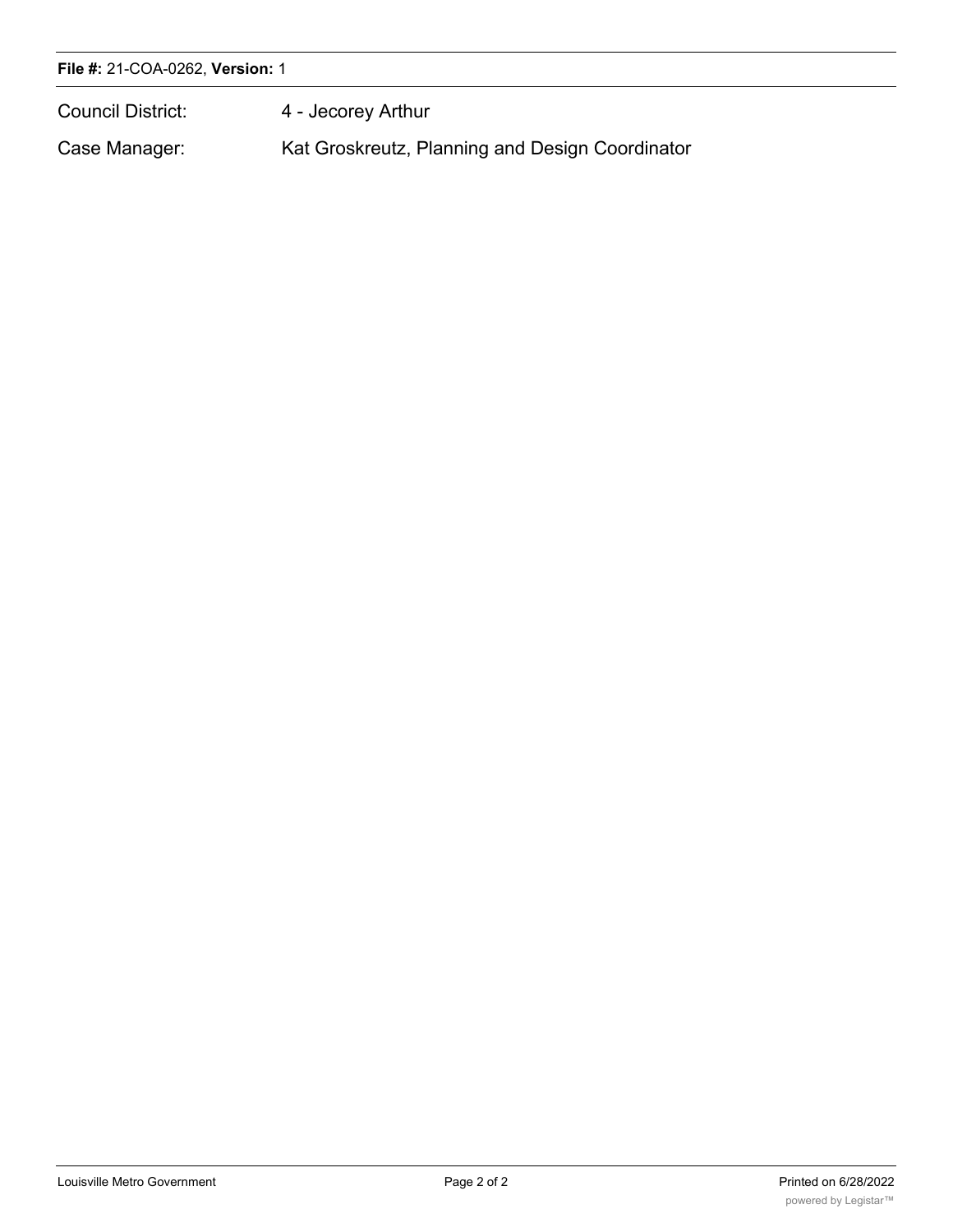Council District: 4 - Jecorey Arthur

Case Manager: Kat Groskreutz, Planning and Design Coordinator